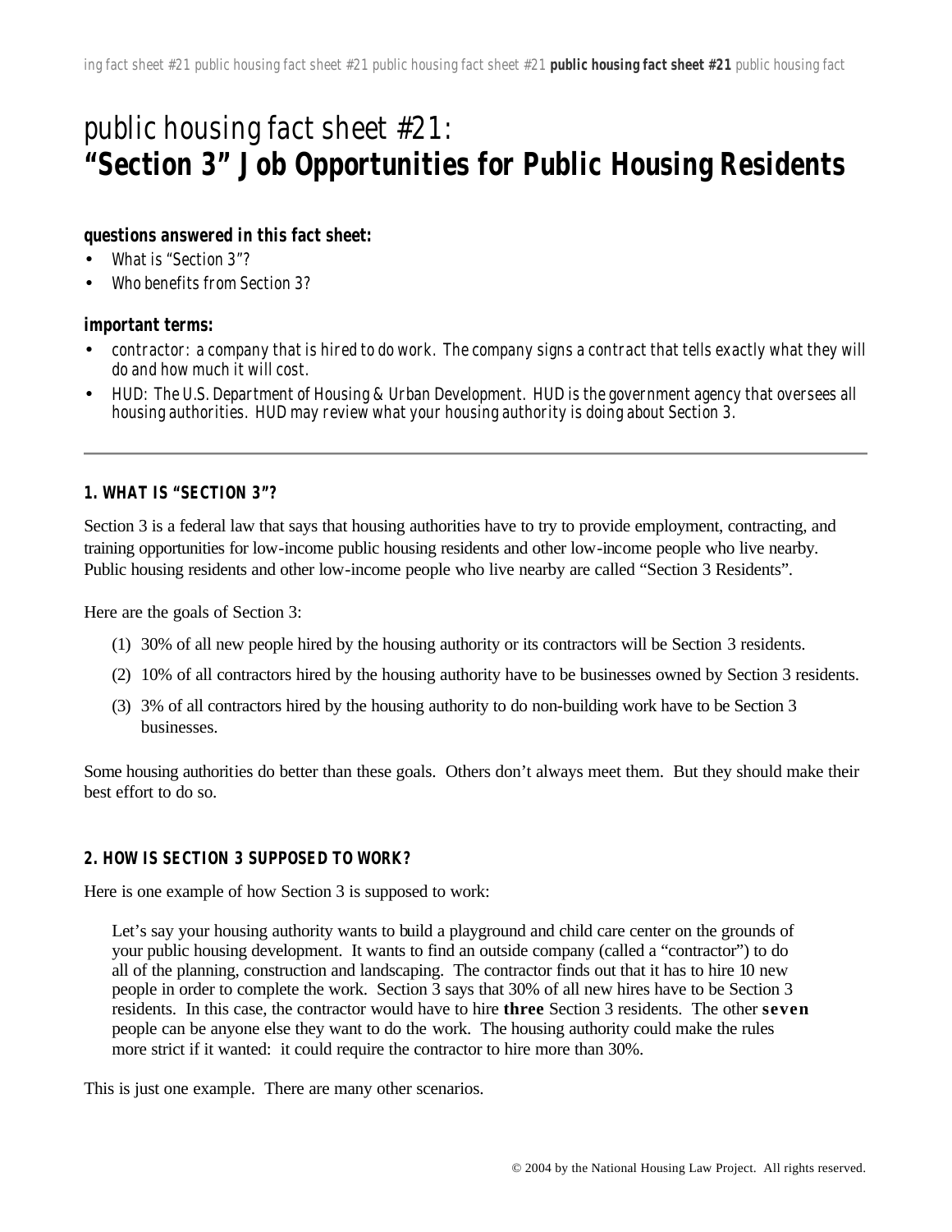# public housing fact sheet #21:
# **"Section 3" Job Opportunities for Public Housing Residents**

**questions answered in this fact sheet:**

- *What is "Section 3"?*
- *Who benefits from Section 3?*

**important terms:**

- *contractor: a company that is hired to do work. The company signs a contract that tells exactly what they will do and how much it will cost.*
- *HUD: The U.S. Department of Housing & Urban Development. HUD is the government agency that oversees all housing authorities. HUD may review what your housing authority is doing about Section 3.*

---

### 1. WHAT IS "SECTION 3"?

Section 3 is a federal law that says that housing authorities have to try to provide employment, contracting, and training opportunities for low-income public housing residents and other low-income people who live nearby. Public housing residents and other low-income people who live nearby are called "Section 3 Residents".

Here are the goals of Section 3:

(1) 30% of all new people hired by the housing authority or its contractors will be Section 3 residents.

(2) 10% of all contractors hired by the housing authority have to be businesses owned by Section 3 residents.

(3) 3% of all contractors hired by the housing authority to do non-building work have to be Section 3 businesses.

Some housing authorities do better than these goals. Others don't always meet them. But they should make their best effort to do so.

### 2. HOW IS SECTION 3 SUPPOSED TO WORK?

Here is one example of how Section 3 is supposed to work:

> Let's say your housing authority wants to build a playground and child care center on the grounds of your public housing development. It wants to find an outside company (called a "contractor") to do all of the planning, construction and landscaping. The contractor finds out that it has to hire 10 new people in order to complete the work. Section 3 says that 30% of all new hires have to be Section 3 residents. In this case, the contractor would have to hire **three** Section 3 residents. The other **seven** people can be anyone else they want to do the work. The housing authority could make the rules more strict if it wanted: it could require the contractor to hire more than 30%.

This is just one example. There are many other scenarios.

© 2004 by the National Housing Law Project. All rights reserved.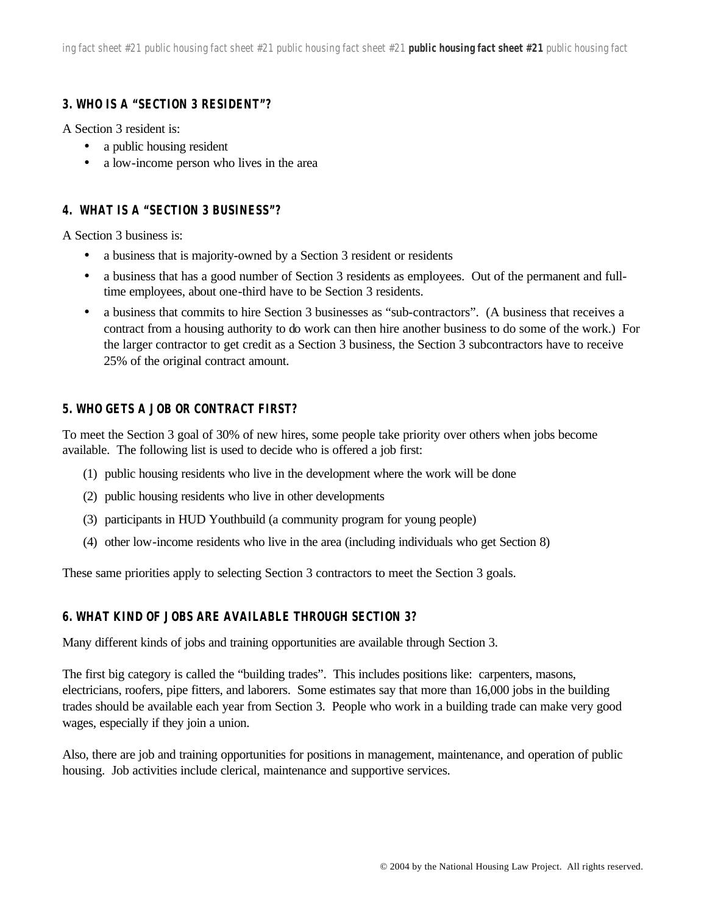### 3. WHO IS A "SECTION 3 RESIDENT"?

A Section 3 resident is:

- a public housing resident
- a low-income person who lives in the area

### 4. WHAT IS A "SECTION 3 BUSINESS"?

A Section 3 business is:

- a business that is majority-owned by a Section 3 resident or residents
- a business that has a good number of Section 3 residents as employees. Out of the permanent and full-time employees, about one-third have to be Section 3 residents.
- a business that commits to hire Section 3 businesses as "sub-contractors". (A business that receives a contract from a housing authority to do work can then hire another business to do some of the work.) For the larger contractor to get credit as a Section 3 business, the Section 3 subcontractors have to receive 25% of the original contract amount.

### 5. WHO GETS A JOB OR CONTRACT FIRST?

To meet the Section 3 goal of 30% of new hires, some people take priority over others when jobs become available. The following list is used to decide who is offered a job first:

(1) public housing residents who live in the development where the work will be done

(2) public housing residents who live in other developments

(3) participants in HUD Youthbuild (a community program for young people)

(4) other low-income residents who live in the area (including individuals who get Section 8)

These same priorities apply to selecting Section 3 contractors to meet the Section 3 goals.

### 6. WHAT KIND OF JOBS ARE AVAILABLE THROUGH SECTION 3?

Many different kinds of jobs and training opportunities are available through Section 3.

The first big category is called the "building trades". This includes positions like: carpenters, masons, electricians, roofers, pipe fitters, and laborers. Some estimates say that more than 16,000 jobs in the building trades should be available each year from Section 3. People who work in a building trade can make very good wages, especially if they join a union.

Also, there are job and training opportunities for positions in management, maintenance, and operation of public housing. Job activities include clerical, maintenance and supportive services.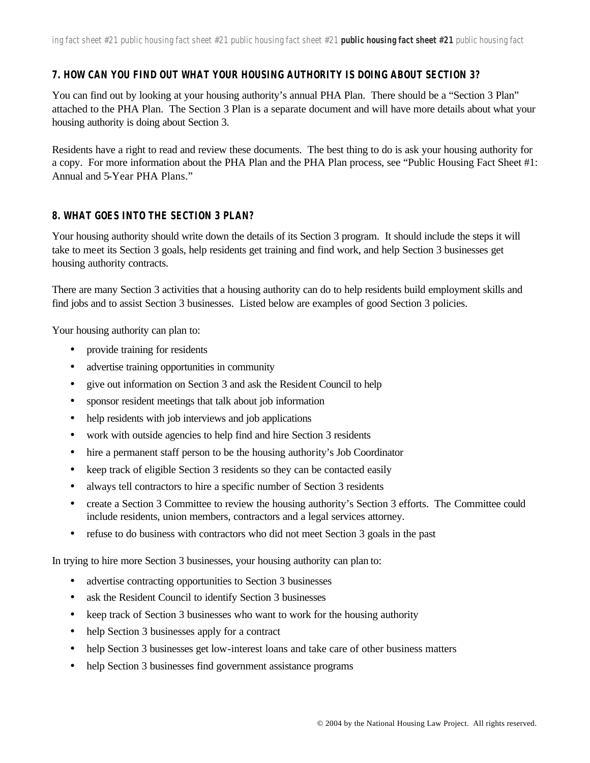## 7. HOW CAN YOU FIND OUT WHAT YOUR HOUSING AUTHORITY IS DOING ABOUT SECTION 3?

You can find out by looking at your housing authority's annual PHA Plan. There should be a "Section 3 Plan" attached to the PHA Plan. The Section 3 Plan is a separate document and will have more details about what your housing authority is doing about Section 3.

Residents have a right to read and review these documents. The best thing to do is ask your housing authority for a copy. For more information about the PHA Plan and the PHA Plan process, see "Public Housing Fact Sheet #1: Annual and 5-Year PHA Plans."

## 8. WHAT GOES INTO THE SECTION 3 PLAN?

Your housing authority should write down the details of its Section 3 program. It should include the steps it will take to meet its Section 3 goals, help residents get training and find work, and help Section 3 businesses get housing authority contracts.

There are many Section 3 activities that a housing authority can do to help residents build employment skills and find jobs and to assist Section 3 businesses. Listed below are examples of good Section 3 policies.

Your housing authority can plan to:

- provide training for residents
- advertise training opportunities in community
- give out information on Section 3 and ask the Resident Council to help
- sponsor resident meetings that talk about job information
- help residents with job interviews and job applications
- work with outside agencies to help find and hire Section 3 residents
- hire a permanent staff person to be the housing authority's Job Coordinator
- keep track of eligible Section 3 residents so they can be contacted easily
- always tell contractors to hire a specific number of Section 3 residents
- create a Section 3 Committee to review the housing authority's Section 3 efforts. The Committee could include residents, union members, contractors and a legal services attorney.
- refuse to do business with contractors who did not meet Section 3 goals in the past

In trying to hire more Section 3 businesses, your housing authority can plan to:

- advertise contracting opportunities to Section 3 businesses
- ask the Resident Council to identify Section 3 businesses
- keep track of Section 3 businesses who want to work for the housing authority
- help Section 3 businesses apply for a contract
- help Section 3 businesses get low-interest loans and take care of other business matters
- help Section 3 businesses find government assistance programs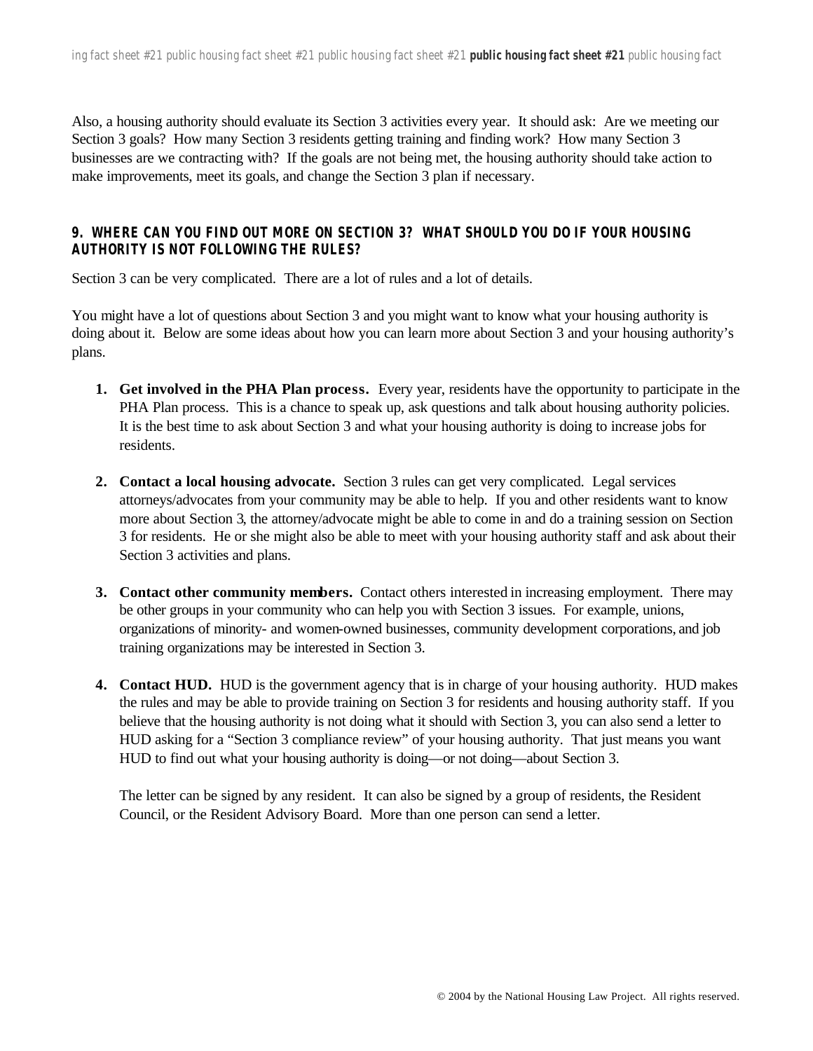Also, a housing authority should evaluate its Section 3 activities every year. It should ask: Are we meeting our Section 3 goals? How many Section 3 residents getting training and finding work? How many Section 3 businesses are we contracting with? If the goals are not being met, the housing authority should take action to make improvements, meet its goals, and change the Section 3 plan if necessary.

## 9. WHERE CAN YOU FIND OUT MORE ON SECTION 3? WHAT SHOULD YOU DO IF YOUR HOUSING AUTHORITY IS NOT FOLLOWING THE RULES?

Section 3 can be very complicated. There are a lot of rules and a lot of details.

You might have a lot of questions about Section 3 and you might want to know what your housing authority is doing about it. Below are some ideas about how you can learn more about Section 3 and your housing authority's plans.

1. **Get involved in the PHA Plan process.** Every year, residents have the opportunity to participate in the PHA Plan process. This is a chance to speak up, ask questions and talk about housing authority policies. It is the best time to ask about Section 3 and what your housing authority is doing to increase jobs for residents.

2. **Contact a local housing advocate.** Section 3 rules can get very complicated. Legal services attorneys/advocates from your community may be able to help. If you and other residents want to know more about Section 3, the attorney/advocate might be able to come in and do a training session on Section 3 for residents. He or she might also be able to meet with your housing authority staff and ask about their Section 3 activities and plans.

3. **Contact other community members.** Contact others interested in increasing employment. There may be other groups in your community who can help you with Section 3 issues. For example, unions, organizations of minority- and women-owned businesses, community development corporations, and job training organizations may be interested in Section 3.

4. **Contact HUD.** HUD is the government agency that is in charge of your housing authority. HUD makes the rules and may be able to provide training on Section 3 for residents and housing authority staff. If you believe that the housing authority is not doing what it should with Section 3, you can also send a letter to HUD asking for a "Section 3 compliance review" of your housing authority. That just means you want HUD to find out what your housing authority is doing—or not doing—about Section 3.

   The letter can be signed by any resident. It can also be signed by a group of residents, the Resident Council, or the Resident Advisory Board. More than one person can send a letter.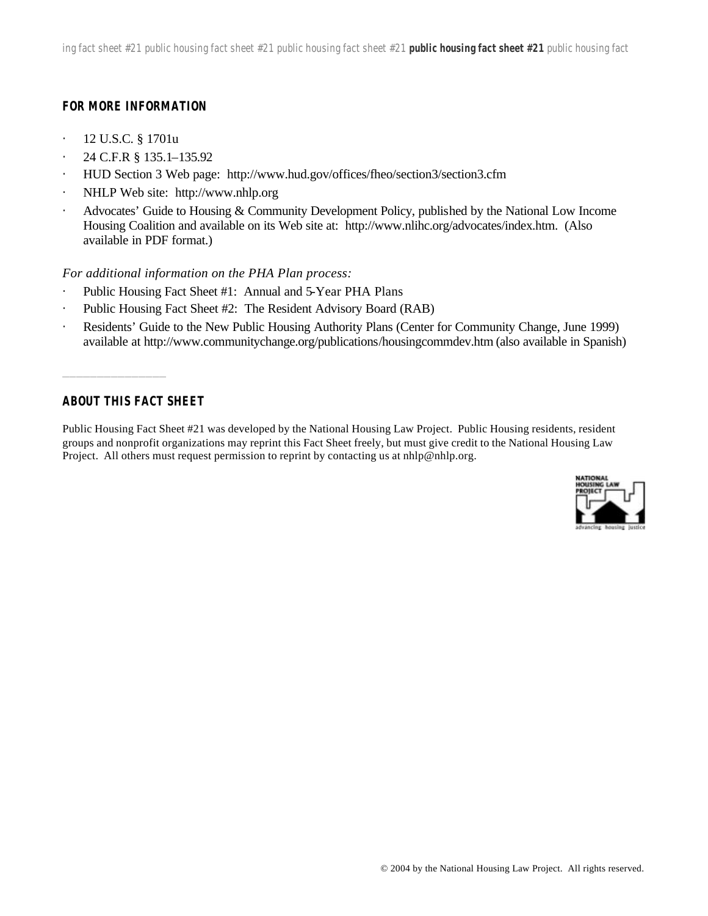## FOR MORE INFORMATION

- 12 U.S.C. § 1701u
- 24 C.F.R § 135.1–135.92
- HUD Section 3 Web page: http://www.hud.gov/offices/fheo/section3/section3.cfm
- NHLP Web site: http://www.nhlp.org
- Advocates' Guide to Housing & Community Development Policy, published by the National Low Income Housing Coalition and available on its Web site at: http://www.nlihc.org/advocates/index.htm. (Also available in PDF format.)

*For additional information on the PHA Plan process:*

- Public Housing Fact Sheet #1: Annual and 5-Year PHA Plans
- Public Housing Fact Sheet #2: The Resident Advisory Board (RAB)
- Residents' Guide to the New Public Housing Authority Plans (Center for Community Change, June 1999) available at http://www.communitychange.org/publications/housingcommdev.htm (also available in Spanish)

---

## ABOUT THIS FACT SHEET

Public Housing Fact Sheet #21 was developed by the National Housing Law Project. Public Housing residents, resident groups and nonprofit organizations may reprint this Fact Sheet freely, but must give credit to the National Housing Law Project. All others must request permission to reprint by contacting us at nhlp@nhlp.org.

NATIONAL HOUSING LAW PROJECT

advancing housing justice

© 2004 by the National Housing Law Project. All rights reserved.